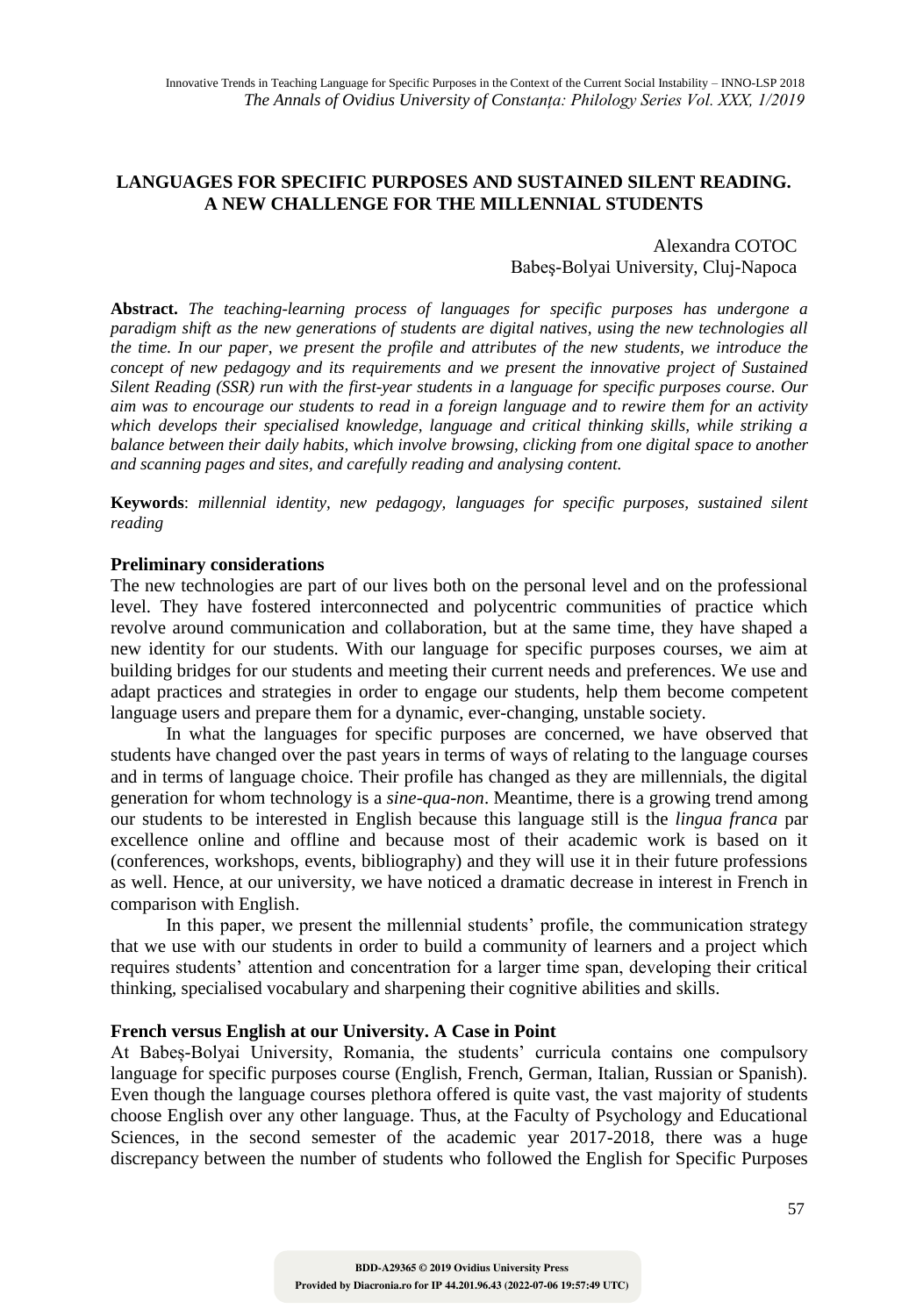# LANGUAGES FOR SPECIFIC PURPOSES AND SUSTAINED SILENT READING. A NEW CHALLENGE FOR THE MILLENNIAL STUDENTS

Alexandra COTOC
Babeş-Bolyai University, Cluj-Napoca

**Abstract.** *The teaching-learning process of languages for specific purposes has undergone a paradigm shift as the new generations of students are digital natives, using the new technologies all the time. In our paper, we present the profile and attributes of the new students, we introduce the concept of new pedagogy and its requirements and we present the innovative project of Sustained Silent Reading (SSR) run with the first-year students in a language for specific purposes course. Our aim was to encourage our students to read in a foreign language and to rewire them for an activity which develops their specialised knowledge, language and critical thinking skills, while striking a balance between their daily habits, which involve browsing, clicking from one digital space to another and scanning pages and sites, and carefully reading and analysing content.*

**Keywords**: *millennial identity, new pedagogy, languages for specific purposes, sustained silent reading*

## Preliminary considerations

The new technologies are part of our lives both on the personal level and on the professional level. They have fostered interconnected and polycentric communities of practice which revolve around communication and collaboration, but at the same time, they have shaped a new identity for our students. With our language for specific purposes courses, we aim at building bridges for our students and meeting their current needs and preferences. We use and adapt practices and strategies in order to engage our students, help them become competent language users and prepare them for a dynamic, ever-changing, unstable society.

In what the languages for specific purposes are concerned, we have observed that students have changed over the past years in terms of ways of relating to the language courses and in terms of language choice. Their profile has changed as they are millennials, the digital generation for whom technology is a *sine-qua-non*. Meantime, there is a growing trend among our students to be interested in English because this language still is the *lingua franca* par excellence online and offline and because most of their academic work is based on it (conferences, workshops, events, bibliography) and they will use it in their future professions as well. Hence, at our university, we have noticed a dramatic decrease in interest in French in comparison with English.

In this paper, we present the millennial students' profile, the communication strategy that we use with our students in order to build a community of learners and a project which requires students' attention and concentration for a larger time span, developing their critical thinking, specialised vocabulary and sharpening their cognitive abilities and skills.

## French versus English at our University. A Case in Point

At Babeș-Bolyai University, Romania, the students' curricula contains one compulsory language for specific purposes course (English, French, German, Italian, Russian or Spanish). Even though the language courses plethora offered is quite vast, the vast majority of students choose English over any other language. Thus, at the Faculty of Psychology and Educational Sciences, in the second semester of the academic year 2017-2018, there was a huge discrepancy between the number of students who followed the English for Specific Purposes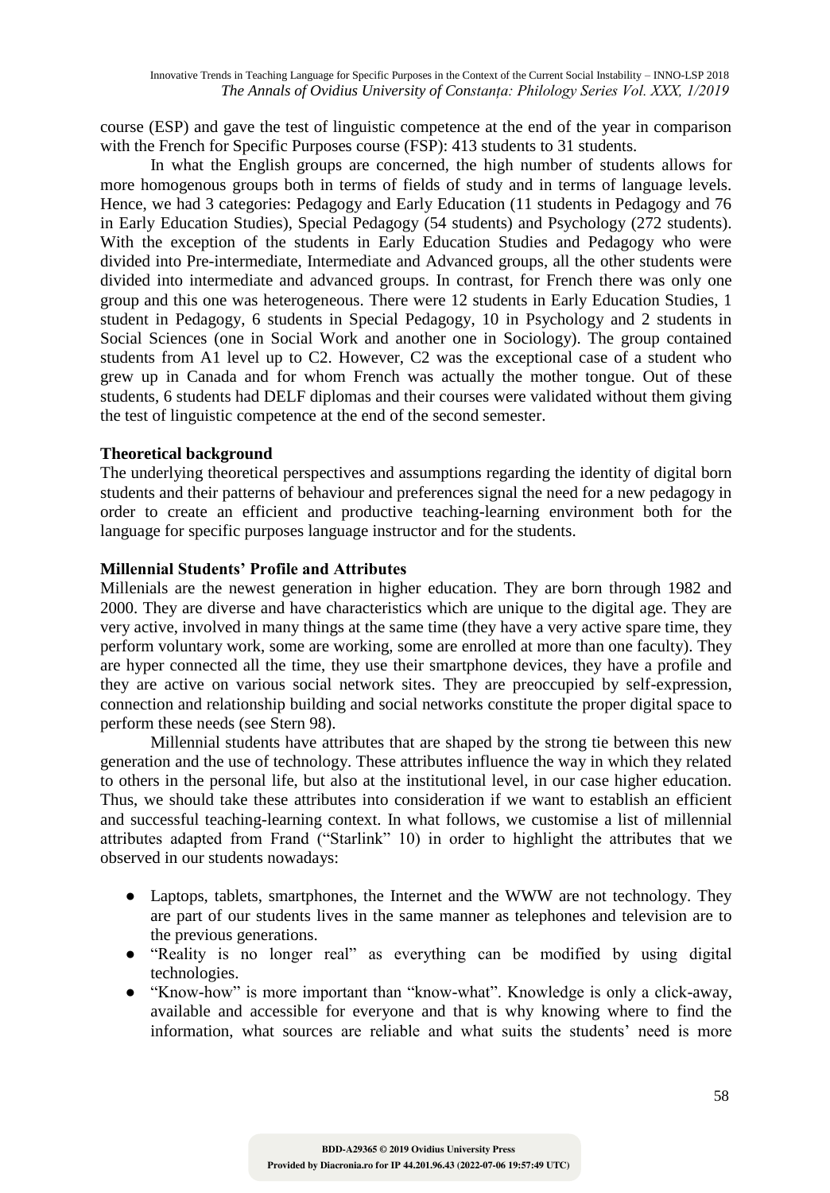course (ESP) and gave the test of linguistic competence at the end of the year in comparison with the French for Specific Purposes course (FSP): 413 students to 31 students.

In what the English groups are concerned, the high number of students allows for more homogenous groups both in terms of fields of study and in terms of language levels. Hence, we had 3 categories: Pedagogy and Early Education (11 students in Pedagogy and 76 in Early Education Studies), Special Pedagogy (54 students) and Psychology (272 students). With the exception of the students in Early Education Studies and Pedagogy who were divided into Pre-intermediate, Intermediate and Advanced groups, all the other students were divided into intermediate and advanced groups. In contrast, for French there was only one group and this one was heterogeneous. There were 12 students in Early Education Studies, 1 student in Pedagogy, 6 students in Special Pedagogy, 10 in Psychology and 2 students in Social Sciences (one in Social Work and another one in Sociology). The group contained students from A1 level up to C2. However, C2 was the exceptional case of a student who grew up in Canada and for whom French was actually the mother tongue. Out of these students, 6 students had DELF diplomas and their courses were validated without them giving the test of linguistic competence at the end of the second semester.

**Theoretical background**

The underlying theoretical perspectives and assumptions regarding the identity of digital born students and their patterns of behaviour and preferences signal the need for a new pedagogy in order to create an efficient and productive teaching-learning environment both for the language for specific purposes language instructor and for the students.

**Millennial Students' Profile and Attributes**

Millenials are the newest generation in higher education. They are born through 1982 and 2000. They are diverse and have characteristics which are unique to the digital age. They are very active, involved in many things at the same time (they have a very active spare time, they perform voluntary work, some are working, some are enrolled at more than one faculty). They are hyper connected all the time, they use their smartphone devices, they have a profile and they are active on various social network sites. They are preoccupied by self-expression, connection and relationship building and social networks constitute the proper digital space to perform these needs (see Stern 98).

Millennial students have attributes that are shaped by the strong tie between this new generation and the use of technology. These attributes influence the way in which they related to others in the personal life, but also at the institutional level, in our case higher education. Thus, we should take these attributes into consideration if we want to establish an efficient and successful teaching-learning context. In what follows, we customise a list of millennial attributes adapted from Frand ("Starlink" 10) in order to highlight the attributes that we observed in our students nowadays:

- Laptops, tablets, smartphones, the Internet and the WWW are not technology. They are part of our students lives in the same manner as telephones and television are to the previous generations.
- "Reality is no longer real" as everything can be modified by using digital technologies.
- "Know-how" is more important than "know-what". Knowledge is only a click-away, available and accessible for everyone and that is why knowing where to find the information, what sources are reliable and what suits the students' need is more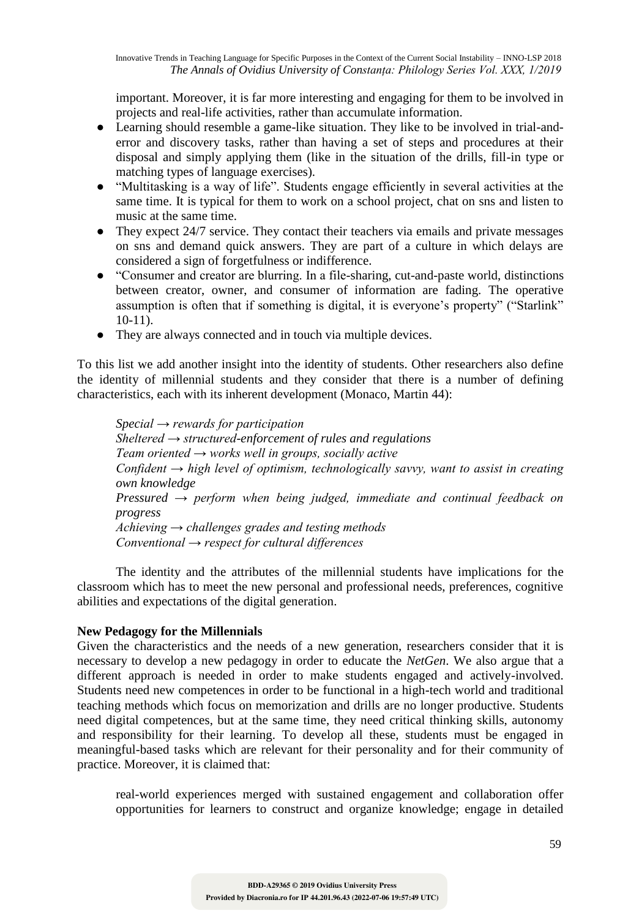important. Moreover, it is far more interesting and engaging for them to be involved in projects and real-life activities, rather than accumulate information.

- Learning should resemble a game-like situation. They like to be involved in trial-and-error and discovery tasks, rather than having a set of steps and procedures at their disposal and simply applying them (like in the situation of the drills, fill-in type or matching types of language exercises).
- "Multitasking is a way of life". Students engage efficiently in several activities at the same time. It is typical for them to work on a school project, chat on sns and listen to music at the same time.
- They expect 24/7 service. They contact their teachers via emails and private messages on sns and demand quick answers. They are part of a culture in which delays are considered a sign of forgetfulness or indifference.
- "Consumer and creator are blurring. In a file-sharing, cut-and-paste world, distinctions between creator, owner, and consumer of information are fading. The operative assumption is often that if something is digital, it is everyone's property" ("Starlink" 10-11).
- They are always connected and in touch via multiple devices.

To this list we add another insight into the identity of students. Other researchers also define the identity of millennial students and they consider that there is a number of defining characteristics, each with its inherent development (Monaco, Martin 44):

> *Special → rewards for participation*
> *Sheltered → structured-enforcement of rules and regulations*
> *Team oriented → works well in groups, socially active*
> *Confident → high level of optimism, technologically savvy, want to assist in creating own knowledge*
> *Pressured → perform when being judged, immediate and continual feedback on progress*
> *Achieving → challenges grades and testing methods*
> *Conventional → respect for cultural differences*

The identity and the attributes of the millennial students have implications for the classroom which has to meet the new personal and professional needs, preferences, cognitive abilities and expectations of the digital generation.

**New Pedagogy for the Millennials**

Given the characteristics and the needs of a new generation, researchers consider that it is necessary to develop a new pedagogy in order to educate the *NetGen*. We also argue that a different approach is needed in order to make students engaged and actively-involved. Students need new competences in order to be functional in a high-tech world and traditional teaching methods which focus on memorization and drills are no longer productive. Students need digital competences, but at the same time, they need critical thinking skills, autonomy and responsibility for their learning. To develop all these, students must be engaged in meaningful-based tasks which are relevant for their personality and for their community of practice. Moreover, it is claimed that:

> real-world experiences merged with sustained engagement and collaboration offer opportunities for learners to construct and organize knowledge; engage in detailed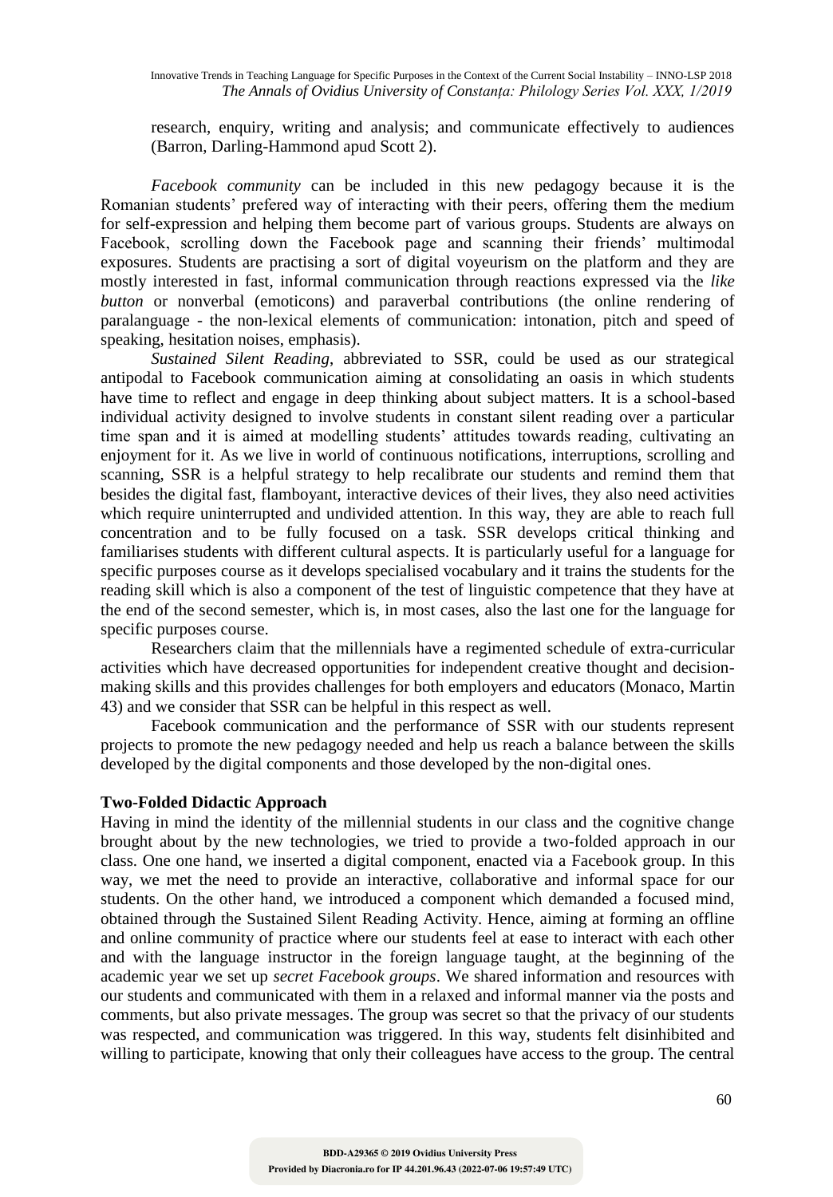research, enquiry, writing and analysis; and communicate effectively to audiences (Barron, Darling-Hammond apud Scott 2).

*Facebook community* can be included in this new pedagogy because it is the Romanian students' prefered way of interacting with their peers, offering them the medium for self-expression and helping them become part of various groups. Students are always on Facebook, scrolling down the Facebook page and scanning their friends' multimodal exposures. Students are practising a sort of digital voyeurism on the platform and they are mostly interested in fast, informal communication through reactions expressed via the *like button* or nonverbal (emoticons) and paraverbal contributions (the online rendering of paralanguage - the non-lexical elements of communication: intonation, pitch and speed of speaking, hesitation noises, emphasis).

*Sustained Silent Reading*, abbreviated to SSR, could be used as our strategical antipodal to Facebook communication aiming at consolidating an oasis in which students have time to reflect and engage in deep thinking about subject matters. It is a school-based individual activity designed to involve students in constant silent reading over a particular time span and it is aimed at modelling students' attitudes towards reading, cultivating an enjoyment for it. As we live in world of continuous notifications, interruptions, scrolling and scanning, SSR is a helpful strategy to help recalibrate our students and remind them that besides the digital fast, flamboyant, interactive devices of their lives, they also need activities which require uninterrupted and undivided attention. In this way, they are able to reach full concentration and to be fully focused on a task. SSR develops critical thinking and familiarises students with different cultural aspects. It is particularly useful for a language for specific purposes course as it develops specialised vocabulary and it trains the students for the reading skill which is also a component of the test of linguistic competence that they have at the end of the second semester, which is, in most cases, also the last one for the language for specific purposes course.

Researchers claim that the millennials have a regimented schedule of extra-curricular activities which have decreased opportunities for independent creative thought and decision-making skills and this provides challenges for both employers and educators (Monaco, Martin 43) and we consider that SSR can be helpful in this respect as well.

Facebook communication and the performance of SSR with our students represent projects to promote the new pedagogy needed and help us reach a balance between the skills developed by the digital components and those developed by the non-digital ones.

## Two-Folded Didactic Approach

Having in mind the identity of the millennial students in our class and the cognitive change brought about by the new technologies, we tried to provide a two-folded approach in our class. One one hand, we inserted a digital component, enacted via a Facebook group. In this way, we met the need to provide an interactive, collaborative and informal space for our students. On the other hand, we introduced a component which demanded a focused mind, obtained through the Sustained Silent Reading Activity. Hence, aiming at forming an offline and online community of practice where our students feel at ease to interact with each other and with the language instructor in the foreign language taught, at the beginning of the academic year we set up *secret Facebook groups*. We shared information and resources with our students and communicated with them in a relaxed and informal manner via the posts and comments, but also private messages. The group was secret so that the privacy of our students was respected, and communication was triggered. In this way, students felt disinhibited and willing to participate, knowing that only their colleagues have access to the group. The central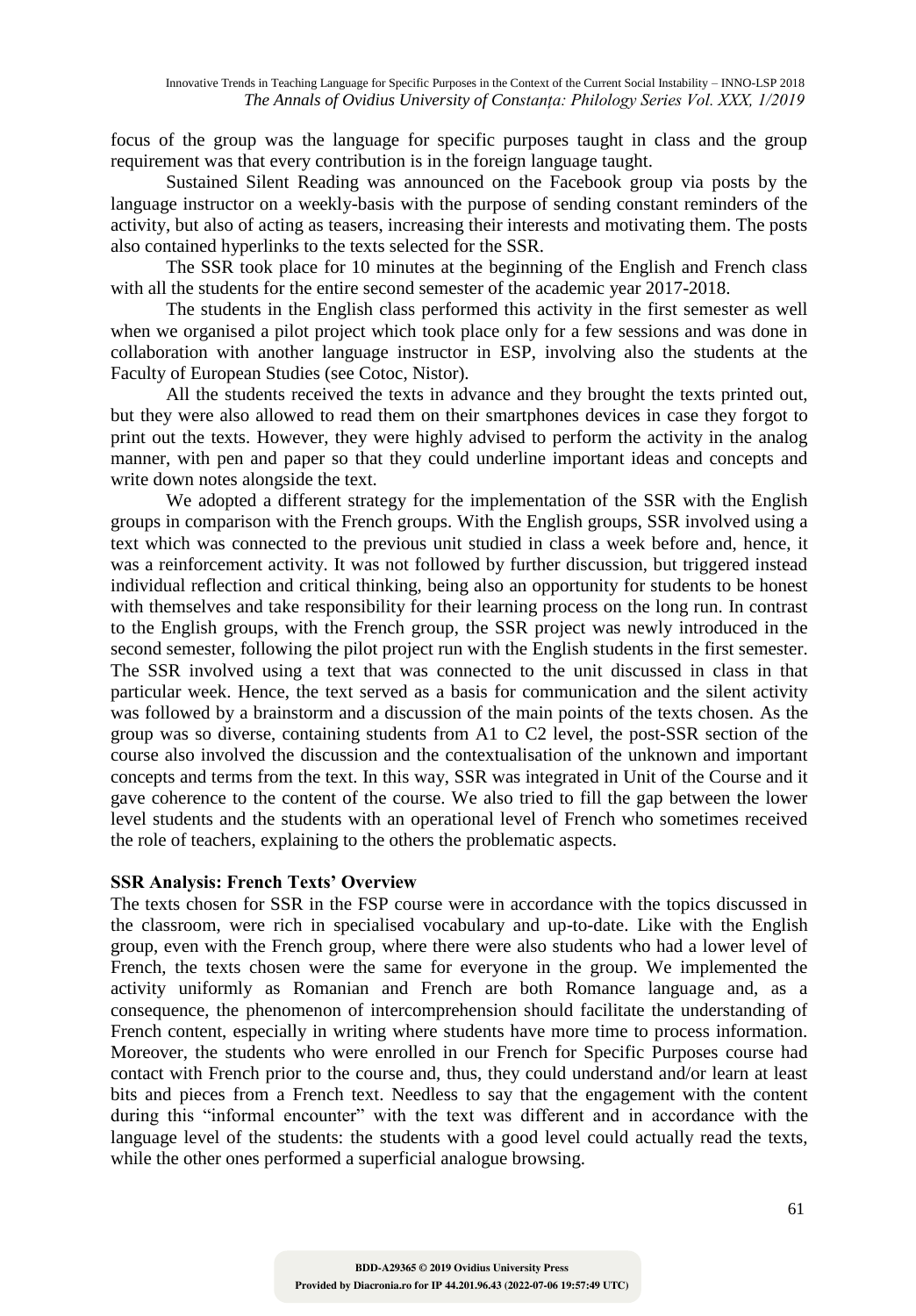focus of the group was the language for specific purposes taught in class and the group requirement was that every contribution is in the foreign language taught.

Sustained Silent Reading was announced on the Facebook group via posts by the language instructor on a weekly-basis with the purpose of sending constant reminders of the activity, but also of acting as teasers, increasing their interests and motivating them. The posts also contained hyperlinks to the texts selected for the SSR.

The SSR took place for 10 minutes at the beginning of the English and French class with all the students for the entire second semester of the academic year 2017-2018.

The students in the English class performed this activity in the first semester as well when we organised a pilot project which took place only for a few sessions and was done in collaboration with another language instructor in ESP, involving also the students at the Faculty of European Studies (see Cotoc, Nistor).

All the students received the texts in advance and they brought the texts printed out, but they were also allowed to read them on their smartphones devices in case they forgot to print out the texts. However, they were highly advised to perform the activity in the analog manner, with pen and paper so that they could underline important ideas and concepts and write down notes alongside the text.

We adopted a different strategy for the implementation of the SSR with the English groups in comparison with the French groups. With the English groups, SSR involved using a text which was connected to the previous unit studied in class a week before and, hence, it was a reinforcement activity. It was not followed by further discussion, but triggered instead individual reflection and critical thinking, being also an opportunity for students to be honest with themselves and take responsibility for their learning process on the long run. In contrast to the English groups, with the French group, the SSR project was newly introduced in the second semester, following the pilot project run with the English students in the first semester. The SSR involved using a text that was connected to the unit discussed in class in that particular week. Hence, the text served as a basis for communication and the silent activity was followed by a brainstorm and a discussion of the main points of the texts chosen. As the group was so diverse, containing students from A1 to C2 level, the post-SSR section of the course also involved the discussion and the contextualisation of the unknown and important concepts and terms from the text. In this way, SSR was integrated in Unit of the Course and it gave coherence to the content of the course. We also tried to fill the gap between the lower level students and the students with an operational level of French who sometimes received the role of teachers, explaining to the others the problematic aspects.

## SSR Analysis: French Texts' Overview

The texts chosen for SSR in the FSP course were in accordance with the topics discussed in the classroom, were rich in specialised vocabulary and up-to-date. Like with the English group, even with the French group, where there were also students who had a lower level of French, the texts chosen were the same for everyone in the group. We implemented the activity uniformly as Romanian and French are both Romance language and, as a consequence, the phenomenon of intercomprehension should facilitate the understanding of French content, especially in writing where students have more time to process information. Moreover, the students who were enrolled in our French for Specific Purposes course had contact with French prior to the course and, thus, they could understand and/or learn at least bits and pieces from a French text. Needless to say that the engagement with the content during this "informal encounter" with the text was different and in accordance with the language level of the students: the students with a good level could actually read the texts, while the other ones performed a superficial analogue browsing.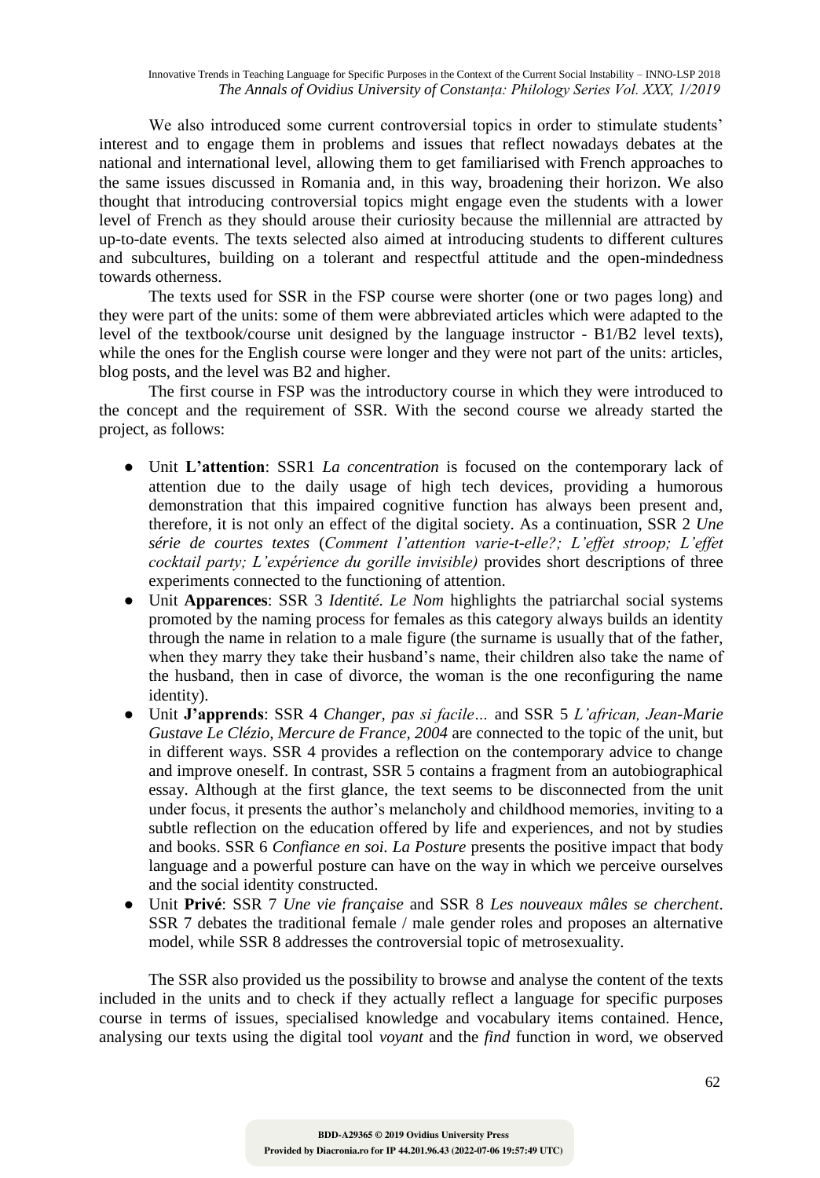We also introduced some current controversial topics in order to stimulate students' interest and to engage them in problems and issues that reflect nowadays debates at the national and international level, allowing them to get familiarised with French approaches to the same issues discussed in Romania and, in this way, broadening their horizon. We also thought that introducing controversial topics might engage even the students with a lower level of French as they should arouse their curiosity because the millennial are attracted by up-to-date events. The texts selected also aimed at introducing students to different cultures and subcultures, building on a tolerant and respectful attitude and the open-mindedness towards otherness.

The texts used for SSR in the FSP course were shorter (one or two pages long) and they were part of the units: some of them were abbreviated articles which were adapted to the level of the textbook/course unit designed by the language instructor - B1/B2 level texts), while the ones for the English course were longer and they were not part of the units: articles, blog posts, and the level was B2 and higher.

The first course in FSP was the introductory course in which they were introduced to the concept and the requirement of SSR. With the second course we already started the project, as follows:

- Unit **L'attention**: SSR1 *La concentration* is focused on the contemporary lack of attention due to the daily usage of high tech devices, providing a humorous demonstration that this impaired cognitive function has always been present and, therefore, it is not only an effect of the digital society. As a continuation, SSR 2 *Une série de courtes textes* (*Comment l'attention varie-t-elle?; L'effet stroop; L'effet cocktail party; L'expérience du gorille invisible)* provides short descriptions of three experiments connected to the functioning of attention.
- Unit **Apparences**: SSR 3 *Identité. Le Nom* highlights the patriarchal social systems promoted by the naming process for females as this category always builds an identity through the name in relation to a male figure (the surname is usually that of the father, when they marry they take their husband's name, their children also take the name of the husband, then in case of divorce, the woman is the one reconfiguring the name identity).
- Unit **J'apprends**: SSR 4 *Changer, pas si facile…* and SSR 5 *L'african, Jean-Marie Gustave Le Clézio, Mercure de France, 2004* are connected to the topic of the unit, but in different ways. SSR 4 provides a reflection on the contemporary advice to change and improve oneself. In contrast, SSR 5 contains a fragment from an autobiographical essay. Although at the first glance, the text seems to be disconnected from the unit under focus, it presents the author's melancholy and childhood memories, inviting to a subtle reflection on the education offered by life and experiences, and not by studies and books. SSR 6 *Confiance en soi. La Posture* presents the positive impact that body language and a powerful posture can have on the way in which we perceive ourselves and the social identity constructed.
- Unit **Privé**: SSR 7 *Une vie française* and SSR 8 *Les nouveaux mâles se cherchent*. SSR 7 debates the traditional female / male gender roles and proposes an alternative model, while SSR 8 addresses the controversial topic of metrosexuality.

The SSR also provided us the possibility to browse and analyse the content of the texts included in the units and to check if they actually reflect a language for specific purposes course in terms of issues, specialised knowledge and vocabulary items contained. Hence, analysing our texts using the digital tool *voyant* and the *find* function in word, we observed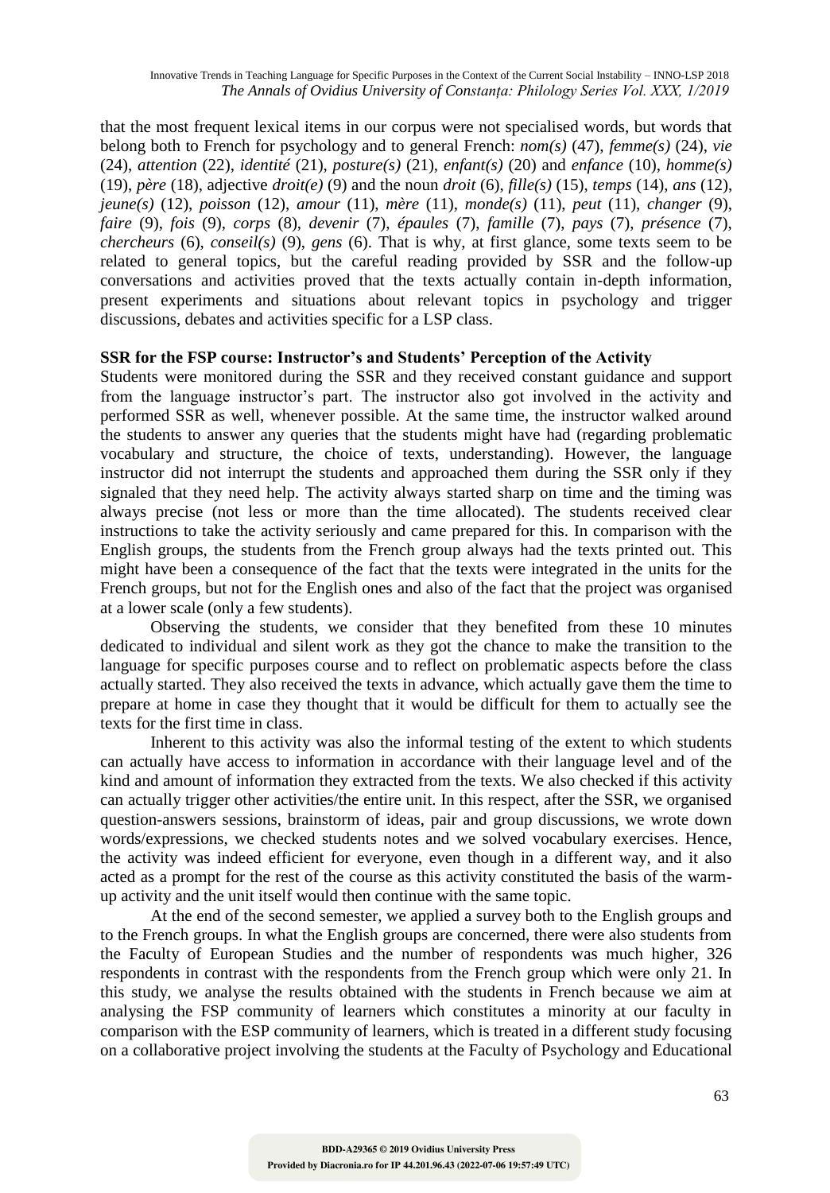that the most frequent lexical items in our corpus were not specialised words, but words that belong both to French for psychology and to general French: *nom(s)* (47), *femme(s)* (24), *vie* (24), *attention* (22), *identité* (21), *posture(s)* (21), *enfant(s)* (20) and *enfance* (10), *homme(s)* (19), *père* (18), adjective *droit(e)* (9) and the noun *droit* (6), *fille(s)* (15), *temps* (14), *ans* (12), *jeune(s)* (12), *poisson* (12), *amour* (11), *mère* (11), *monde(s)* (11), *peut* (11), *changer* (9), *faire* (9), *fois* (9), *corps* (8), *devenir* (7), *épaules* (7), *famille* (7), *pays* (7), *présence* (7), *chercheurs* (6), *conseil(s)* (9), *gens* (6). That is why, at first glance, some texts seem to be related to general topics, but the careful reading provided by SSR and the follow-up conversations and activities proved that the texts actually contain in-depth information, present experiments and situations about relevant topics in psychology and trigger discussions, debates and activities specific for a LSP class.

**SSR for the FSP course: Instructor's and Students' Perception of the Activity**

Students were monitored during the SSR and they received constant guidance and support from the language instructor's part. The instructor also got involved in the activity and performed SSR as well, whenever possible. At the same time, the instructor walked around the students to answer any queries that the students might have had (regarding problematic vocabulary and structure, the choice of texts, understanding). However, the language instructor did not interrupt the students and approached them during the SSR only if they signaled that they need help. The activity always started sharp on time and the timing was always precise (not less or more than the time allocated). The students received clear instructions to take the activity seriously and came prepared for this. In comparison with the English groups, the students from the French group always had the texts printed out. This might have been a consequence of the fact that the texts were integrated in the units for the French groups, but not for the English ones and also of the fact that the project was organised at a lower scale (only a few students).

Observing the students, we consider that they benefited from these 10 minutes dedicated to individual and silent work as they got the chance to make the transition to the language for specific purposes course and to reflect on problematic aspects before the class actually started. They also received the texts in advance, which actually gave them the time to prepare at home in case they thought that it would be difficult for them to actually see the texts for the first time in class.

Inherent to this activity was also the informal testing of the extent to which students can actually have access to information in accordance with their language level and of the kind and amount of information they extracted from the texts. We also checked if this activity can actually trigger other activities/the entire unit. In this respect, after the SSR, we organised question-answers sessions, brainstorm of ideas, pair and group discussions, we wrote down words/expressions, we checked students notes and we solved vocabulary exercises. Hence, the activity was indeed efficient for everyone, even though in a different way, and it also acted as a prompt for the rest of the course as this activity constituted the basis of the warm-up activity and the unit itself would then continue with the same topic.

At the end of the second semester, we applied a survey both to the English groups and to the French groups. In what the English groups are concerned, there were also students from the Faculty of European Studies and the number of respondents was much higher, 326 respondents in contrast with the respondents from the French group which were only 21. In this study, we analyse the results obtained with the students in French because we aim at analysing the FSP community of learners which constitutes a minority at our faculty in comparison with the ESP community of learners, which is treated in a different study focusing on a collaborative project involving the students at the Faculty of Psychology and Educational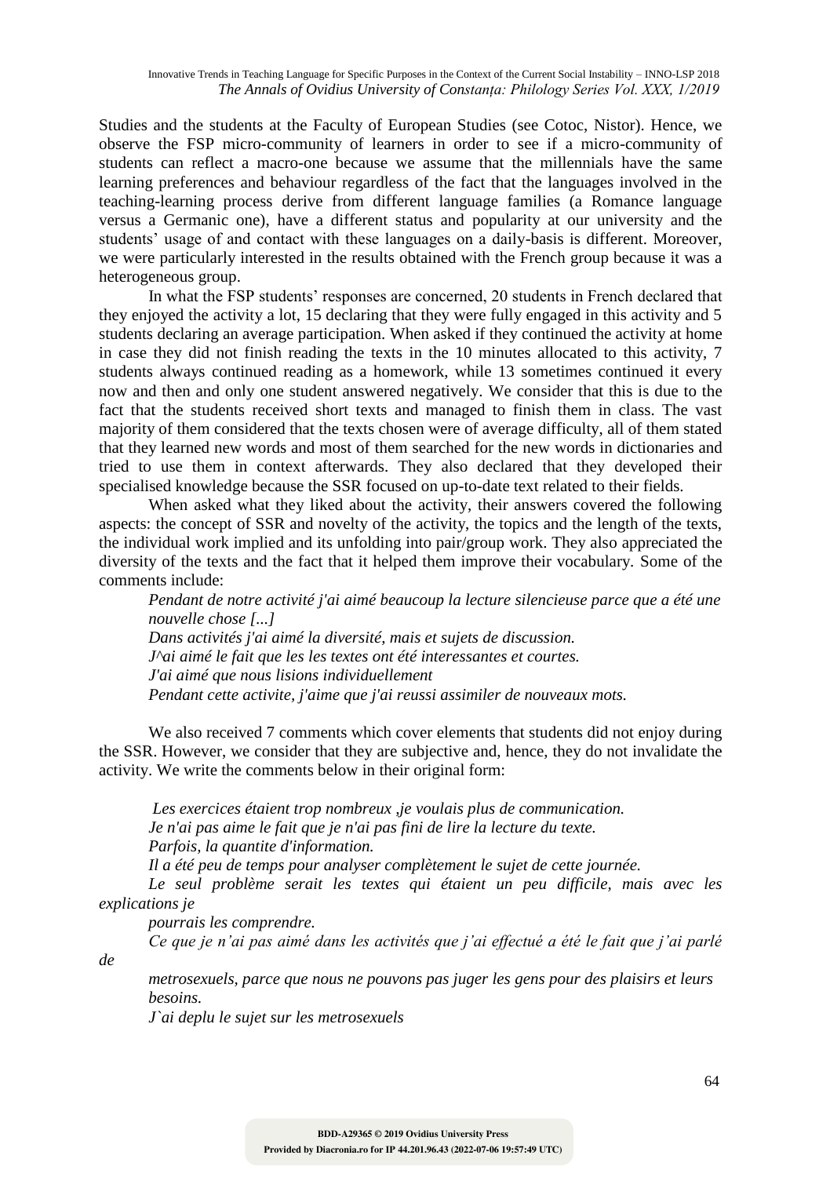Studies and the students at the Faculty of European Studies (see Cotoc, Nistor). Hence, we observe the FSP micro-community of learners in order to see if a micro-community of students can reflect a macro-one because we assume that the millennials have the same learning preferences and behaviour regardless of the fact that the languages involved in the teaching-learning process derive from different language families (a Romance language versus a Germanic one), have a different status and popularity at our university and the students' usage of and contact with these languages on a daily-basis is different. Moreover, we were particularly interested in the results obtained with the French group because it was a heterogeneous group.

In what the FSP students' responses are concerned, 20 students in French declared that they enjoyed the activity a lot, 15 declaring that they were fully engaged in this activity and 5 students declaring an average participation. When asked if they continued the activity at home in case they did not finish reading the texts in the 10 minutes allocated to this activity, 7 students always continued reading as a homework, while 13 sometimes continued it every now and then and only one student answered negatively. We consider that this is due to the fact that the students received short texts and managed to finish them in class. The vast majority of them considered that the texts chosen were of average difficulty, all of them stated that they learned new words and most of them searched for the new words in dictionaries and tried to use them in context afterwards. They also declared that they developed their specialised knowledge because the SSR focused on up-to-date text related to their fields.

When asked what they liked about the activity, their answers covered the following aspects: the concept of SSR and novelty of the activity, the topics and the length of the texts, the individual work implied and its unfolding into pair/group work. They also appreciated the diversity of the texts and the fact that it helped them improve their vocabulary. Some of the comments include:

*Pendant de notre activité j'ai aimé beaucoup la lecture silencieuse parce que a été une nouvelle chose [...]*
*Dans activités j'ai aimé la diversité, mais et sujets de discussion.*
*J^ai aimé le fait que les les textes ont été interessantes et courtes.*
*J'ai aimé que nous lisions individuellement*
*Pendant cette activite, j'aime que j'ai reussi assimiler de nouveaux mots.*

We also received 7 comments which cover elements that students did not enjoy during the SSR. However, we consider that they are subjective and, hence, they do not invalidate the activity. We write the comments below in their original form:

*Les exercices étaient trop nombreux ,je voulais plus de communication.*
*Je n'ai pas aime le fait que je n'ai pas fini de lire la lecture du texte.*
*Parfois, la quantite d'information.*
*Il a été peu de temps pour analyser complètement le sujet de cette journée.*
*Le seul problème serait les textes qui étaient un peu difficile, mais avec les explications je pourrais les comprendre.*
*Ce que je n'ai pas aimé dans les activités que j'ai effectué a été le fait que j'ai parlé de metrosexuels, parce que nous ne pouvons pas juger les gens pour des plaisirs et leurs besoins.*
*J`ai deplu le sujet sur les metrosexuels*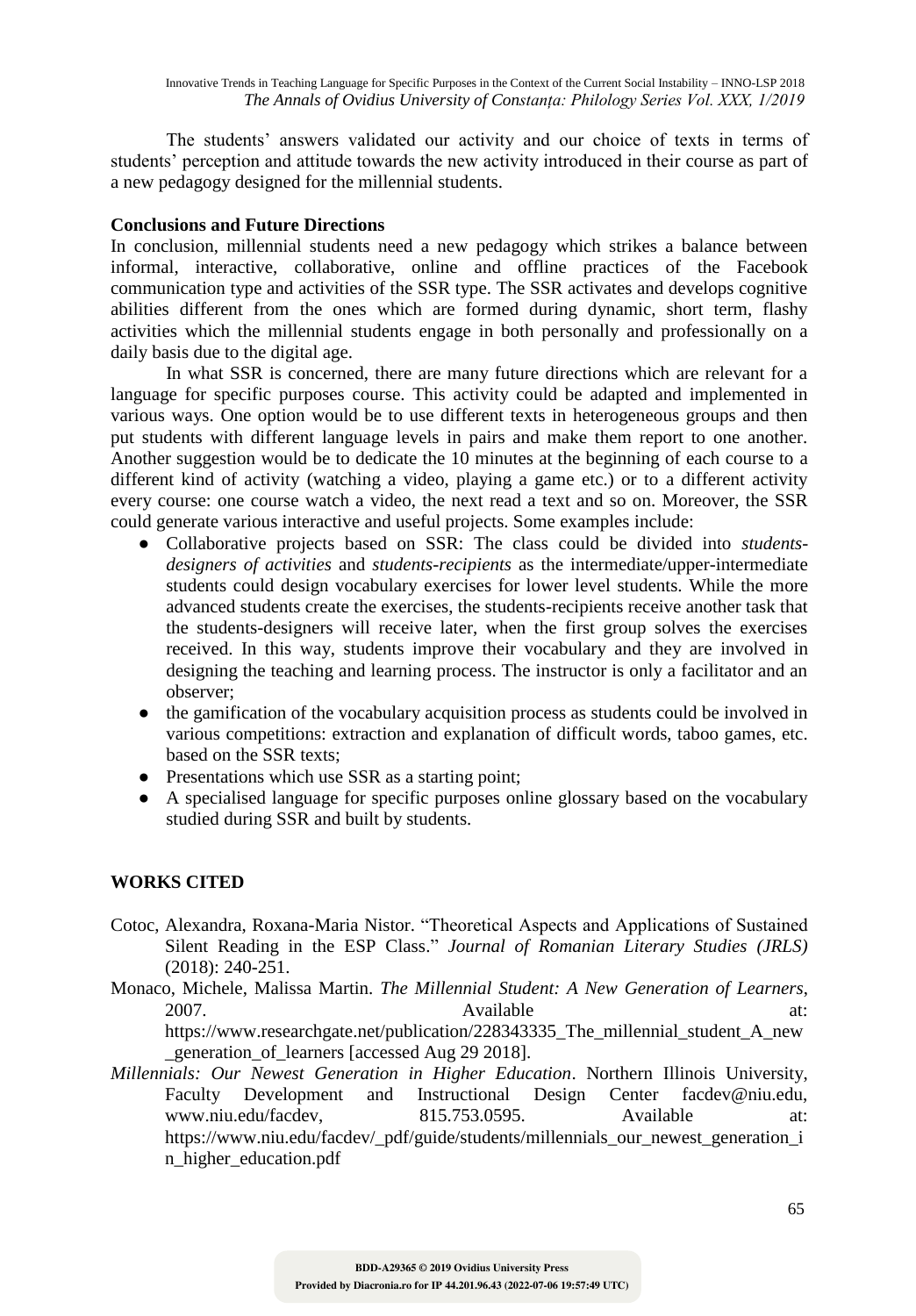The students' answers validated our activity and our choice of texts in terms of students' perception and attitude towards the new activity introduced in their course as part of a new pedagogy designed for the millennial students.

**Conclusions and Future Directions**

In conclusion, millennial students need a new pedagogy which strikes a balance between informal, interactive, collaborative, online and offline practices of the Facebook communication type and activities of the SSR type. The SSR activates and develops cognitive abilities different from the ones which are formed during dynamic, short term, flashy activities which the millennial students engage in both personally and professionally on a daily basis due to the digital age.

In what SSR is concerned, there are many future directions which are relevant for a language for specific purposes course. This activity could be adapted and implemented in various ways. One option would be to use different texts in heterogeneous groups and then put students with different language levels in pairs and make them report to one another. Another suggestion would be to dedicate the 10 minutes at the beginning of each course to a different kind of activity (watching a video, playing a game etc.) or to a different activity every course: one course watch a video, the next read a text and so on. Moreover, the SSR could generate various interactive and useful projects. Some examples include:

- Collaborative projects based on SSR: The class could be divided into *students-designers of activities* and *students-recipients* as the intermediate/upper-intermediate students could design vocabulary exercises for lower level students. While the more advanced students create the exercises, the students-recipients receive another task that the students-designers will receive later, when the first group solves the exercises received. In this way, students improve their vocabulary and they are involved in designing the teaching and learning process. The instructor is only a facilitator and an observer;
- the gamification of the vocabulary acquisition process as students could be involved in various competitions: extraction and explanation of difficult words, taboo games, etc. based on the SSR texts;
- Presentations which use SSR as a starting point;
- A specialised language for specific purposes online glossary based on the vocabulary studied during SSR and built by students.

**WORKS CITED**

Cotoc, Alexandra, Roxana-Maria Nistor. "Theoretical Aspects and Applications of Sustained Silent Reading in the ESP Class." *Journal of Romanian Literary Studies (JRLS)* (2018): 240-251.

Monaco, Michele, Malissa Martin. *The Millennial Student: A New Generation of Learners*, 2007. Available at: https://www.researchgate.net/publication/228343335_The_millennial_student_A_new_generation_of_learners [accessed Aug 29 2018].

*Millennials: Our Newest Generation in Higher Education*. Northern Illinois University, Faculty Development and Instructional Design Center facdev@niu.edu, www.niu.edu/facdev, 815.753.0595. Available at: https://www.niu.edu/facdev/_pdf/guide/students/millennials_our_newest_generation_in_higher_education.pdf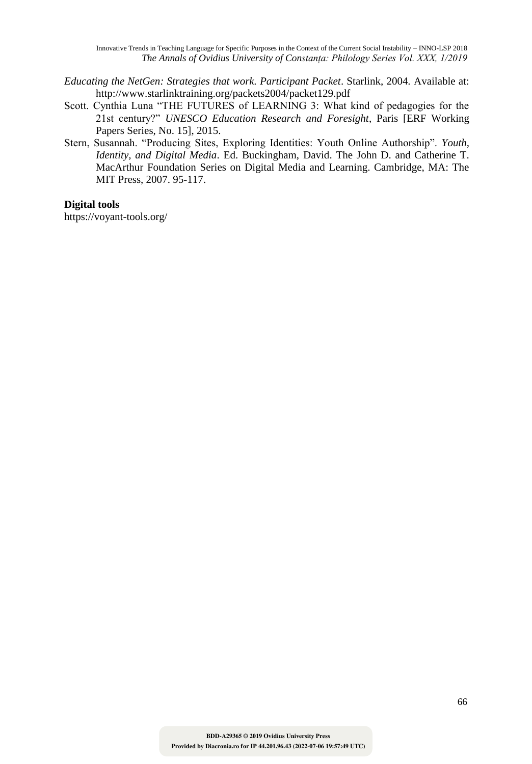*Educating the NetGen: Strategies that work. Participant Packet*. Starlink, 2004. Available at: http://www.starlinktraining.org/packets2004/packet129.pdf

Scott. Cynthia Luna "THE FUTURES of LEARNING 3: What kind of pedagogies for the 21st century?" *UNESCO Education Research and Foresight*, Paris [ERF Working Papers Series, No. 15], 2015.

Stern, Susannah. "Producing Sites, Exploring Identities: Youth Online Authorship". *Youth, Identity, and Digital Media*. Ed. Buckingham, David. The John D. and Catherine T. MacArthur Foundation Series on Digital Media and Learning. Cambridge, MA: The MIT Press, 2007. 95-117.

**Digital tools**

https://voyant-tools.org/